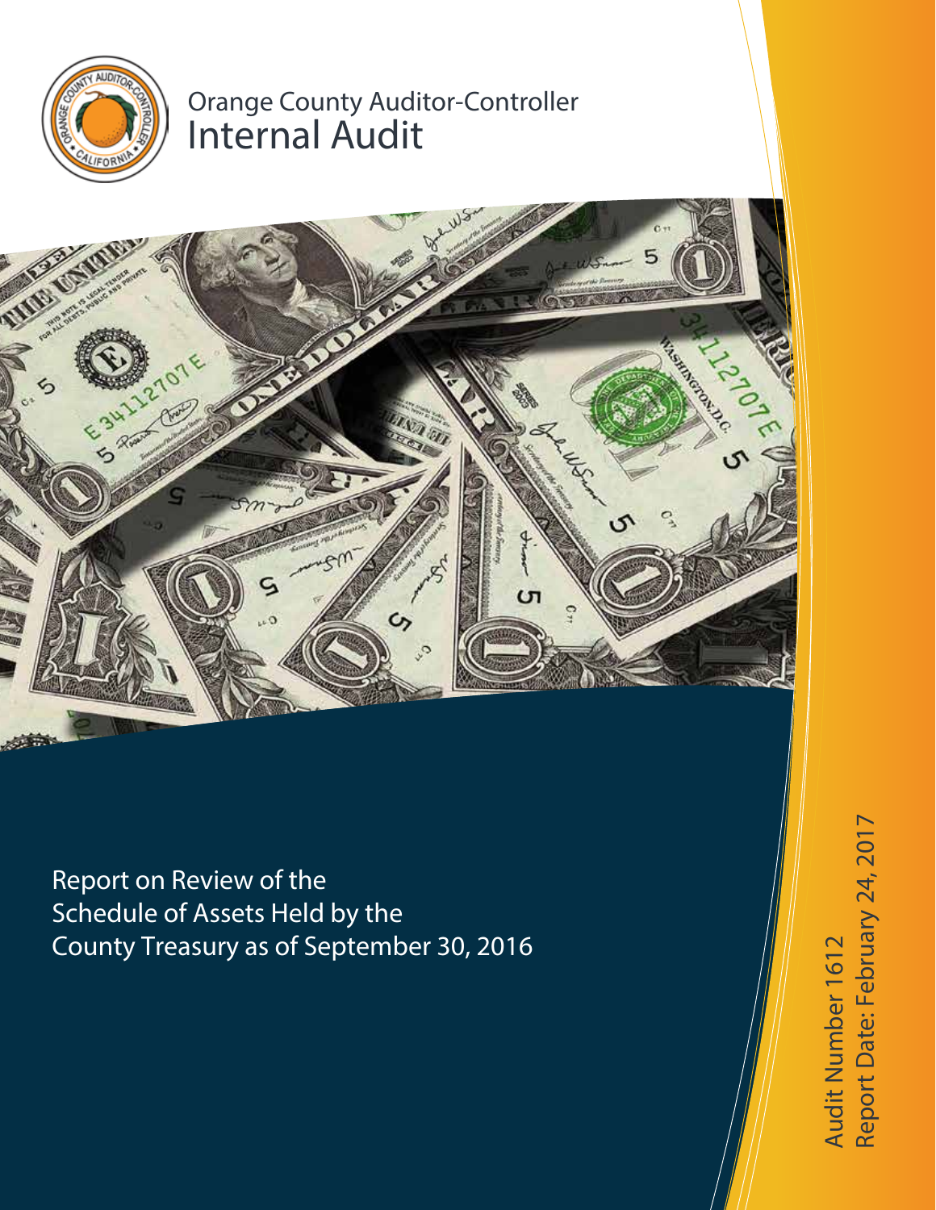# Orange County Auditor-Controller
## Internal Audit

Report on Review of the Schedule of Assets Held by the County Treasury as of September 30, 2016

Audit Number 1612
Report Date: February 24, 2017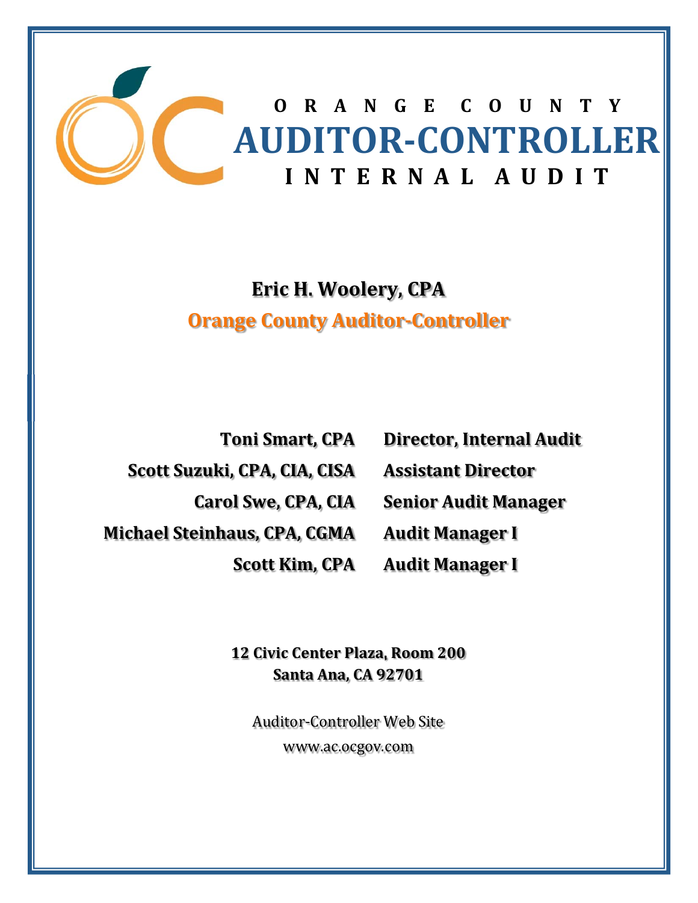# ORANGE COUNTY AUDITOR-CONTROLLER INTERNAL AUDIT

**Eric H. Woolery, CPA**

**Orange County Auditor-Controller**

| | |
|---|---|
| **Toni Smart, CPA** | **Director, Internal Audit** |
| **Scott Suzuki, CPA, CIA, CISA** | **Assistant Director** |
| **Carol Swe, CPA, CIA** | **Senior Audit Manager** |
| **Michael Steinhaus, CPA, CGMA** | **Audit Manager I** |
| **Scott Kim, CPA** | **Audit Manager I** |

**12 Civic Center Plaza, Room 200**
**Santa Ana, CA 92701**

Auditor-Controller Web Site
www.ac.ocgov.com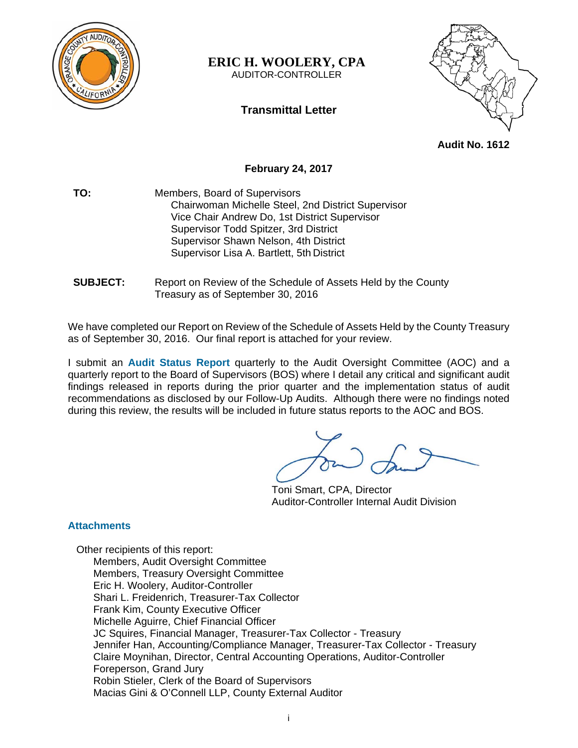**ERIC H. WOOLERY, CPA**
AUDITOR-CONTROLLER

**Transmittal Letter**

**Audit No. 1612**

**February 24, 2017**

**TO:** Members, Board of Supervisors
Chairwoman Michelle Steel, 2nd District Supervisor
Vice Chair Andrew Do, 1st District Supervisor
Supervisor Todd Spitzer, 3rd District
Supervisor Shawn Nelson, 4th District
Supervisor Lisa A. Bartlett, 5th District

**SUBJECT:** Report on Review of the Schedule of Assets Held by the County Treasury as of September 30, 2016

We have completed our Report on Review of the Schedule of Assets Held by the County Treasury as of September 30, 2016. Our final report is attached for your review.

I submit an **Audit Status Report** quarterly to the Audit Oversight Committee (AOC) and a quarterly report to the Board of Supervisors (BOS) where I detail any critical and significant audit findings released in reports during the prior quarter and the implementation status of audit recommendations as disclosed by our Follow-Up Audits. Although there were no findings noted during this review, the results will be included in future status reports to the AOC and BOS.

Toni Smart, CPA, Director
Auditor-Controller Internal Audit Division

**Attachments**

Other recipients of this report:
Members, Audit Oversight Committee
Members, Treasury Oversight Committee
Eric H. Woolery, Auditor-Controller
Shari L. Freidenrich, Treasurer-Tax Collector
Frank Kim, County Executive Officer
Michelle Aguirre, Chief Financial Officer
JC Squires, Financial Manager, Treasurer-Tax Collector - Treasury
Jennifer Han, Accounting/Compliance Manager, Treasurer-Tax Collector - Treasury
Claire Moynihan, Director, Central Accounting Operations, Auditor-Controller
Foreperson, Grand Jury
Robin Stieler, Clerk of the Board of Supervisors
Macias Gini & O'Connell LLP, County External Auditor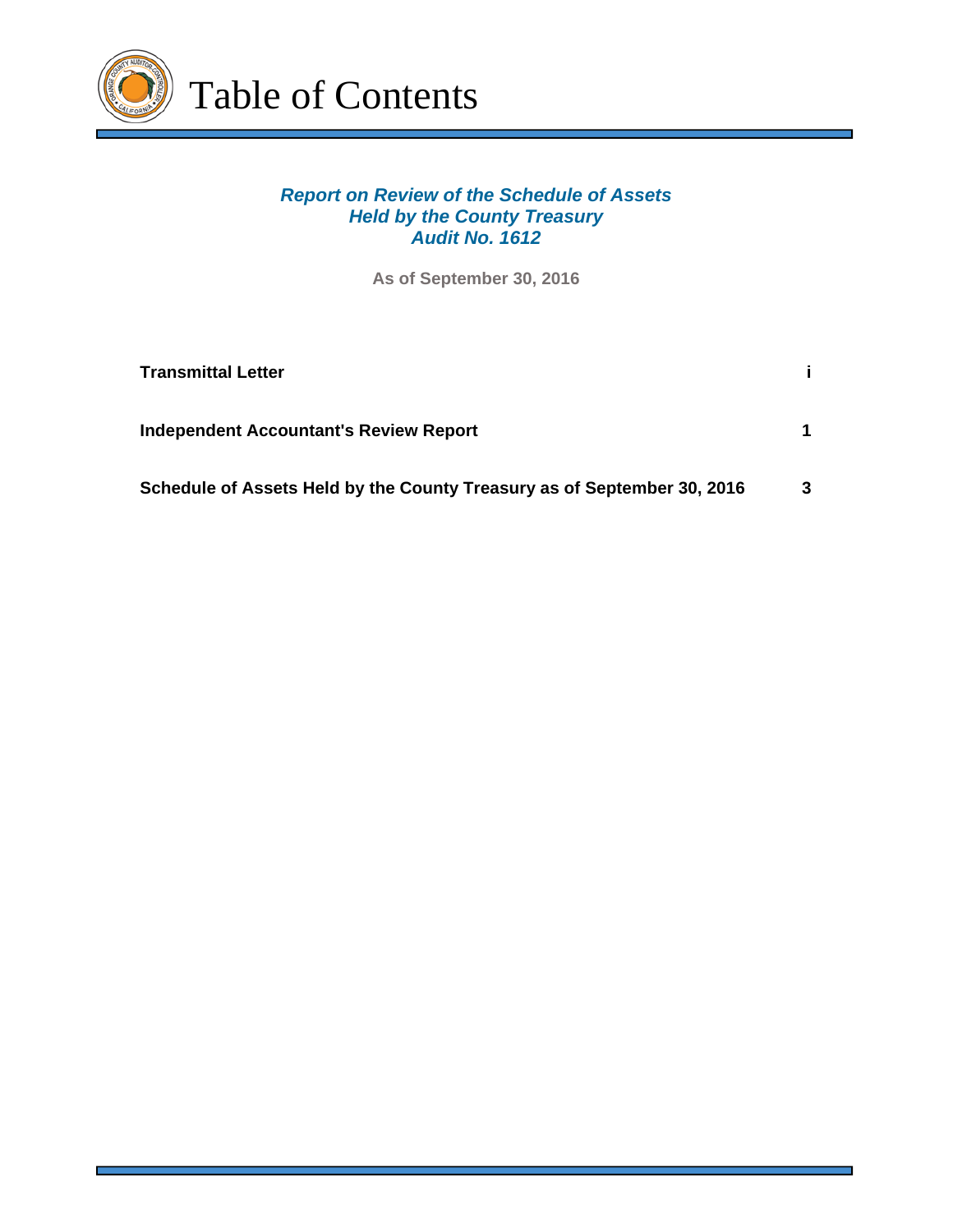# Table of Contents

***Report on Review of the Schedule of Assets Held by the County Treasury Audit No. 1612***

**As of September 30, 2016**

| | |
|---|---|
| **Transmittal Letter** | **i** |
| **Independent Accountant's Review Report** | **1** |
| **Schedule of Assets Held by the County Treasury as of September 30, 2016** | **3** |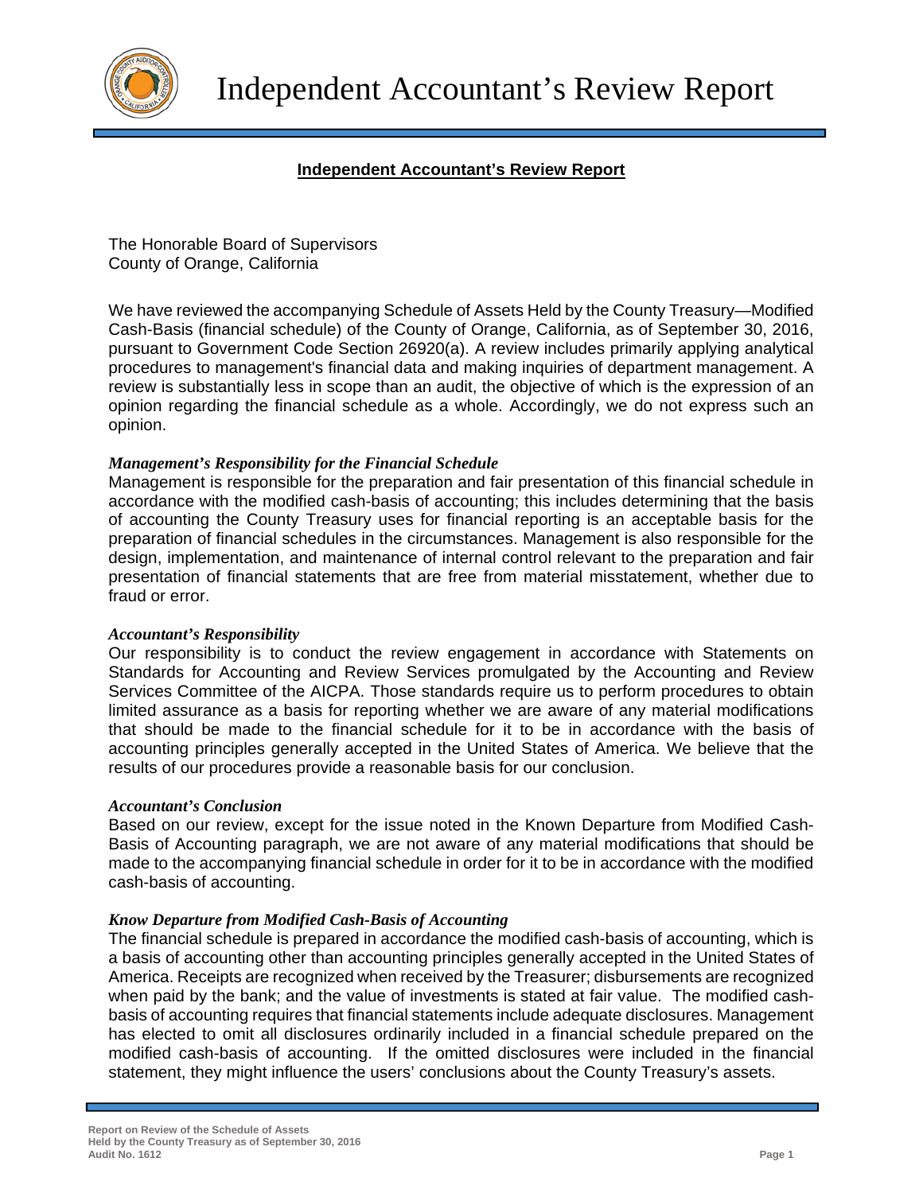# Independent Accountant's Review Report

## Independent Accountant's Review Report

The Honorable Board of Supervisors
County of Orange, California

We have reviewed the accompanying Schedule of Assets Held by the County Treasury—Modified Cash-Basis (financial schedule) of the County of Orange, California, as of September 30, 2016, pursuant to Government Code Section 26920(a). A review includes primarily applying analytical procedures to management's financial data and making inquiries of department management. A review is substantially less in scope than an audit, the objective of which is the expression of an opinion regarding the financial schedule as a whole. Accordingly, we do not express such an opinion.

***Management's Responsibility for the Financial Schedule***

Management is responsible for the preparation and fair presentation of this financial schedule in accordance with the modified cash-basis of accounting; this includes determining that the basis of accounting the County Treasury uses for financial reporting is an acceptable basis for the preparation of financial schedules in the circumstances. Management is also responsible for the design, implementation, and maintenance of internal control relevant to the preparation and fair presentation of financial statements that are free from material misstatement, whether due to fraud or error.

***Accountant's Responsibility***

Our responsibility is to conduct the review engagement in accordance with Statements on Standards for Accounting and Review Services promulgated by the Accounting and Review Services Committee of the AICPA. Those standards require us to perform procedures to obtain limited assurance as a basis for reporting whether we are aware of any material modifications that should be made to the financial schedule for it to be in accordance with the basis of accounting principles generally accepted in the United States of America. We believe that the results of our procedures provide a reasonable basis for our conclusion.

***Accountant's Conclusion***

Based on our review, except for the issue noted in the Known Departure from Modified Cash-Basis of Accounting paragraph, we are not aware of any material modifications that should be made to the accompanying financial schedule in order for it to be in accordance with the modified cash-basis of accounting.

***Know Departure from Modified Cash-Basis of Accounting***

The financial schedule is prepared in accordance the modified cash-basis of accounting, which is a basis of accounting other than accounting principles generally accepted in the United States of America. Receipts are recognized when received by the Treasurer; disbursements are recognized when paid by the bank; and the value of investments is stated at fair value. The modified cash-basis of accounting requires that financial statements include adequate disclosures. Management has elected to omit all disclosures ordinarily included in a financial schedule prepared on the modified cash-basis of accounting. If the omitted disclosures were included in the financial statement, they might influence the users' conclusions about the County Treasury's assets.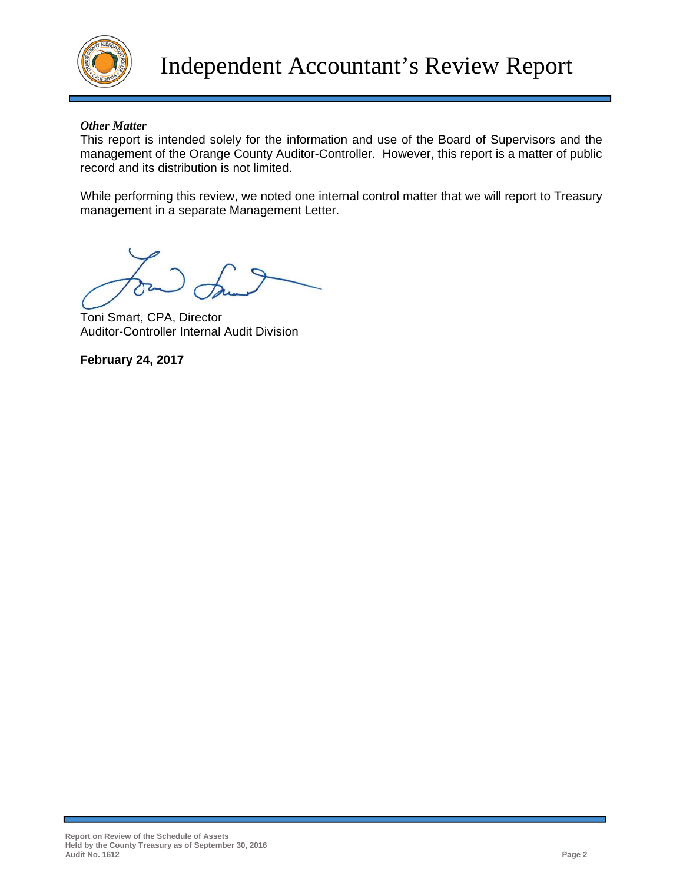# Independent Accountant's Review Report

***Other Matter***

This report is intended solely for the information and use of the Board of Supervisors and the management of the Orange County Auditor-Controller. However, this report is a matter of public record and its distribution is not limited.

While performing this review, we noted one internal control matter that we will report to Treasury management in a separate Management Letter.

Toni Smart, CPA, Director
Auditor-Controller Internal Audit Division

**February 24, 2017**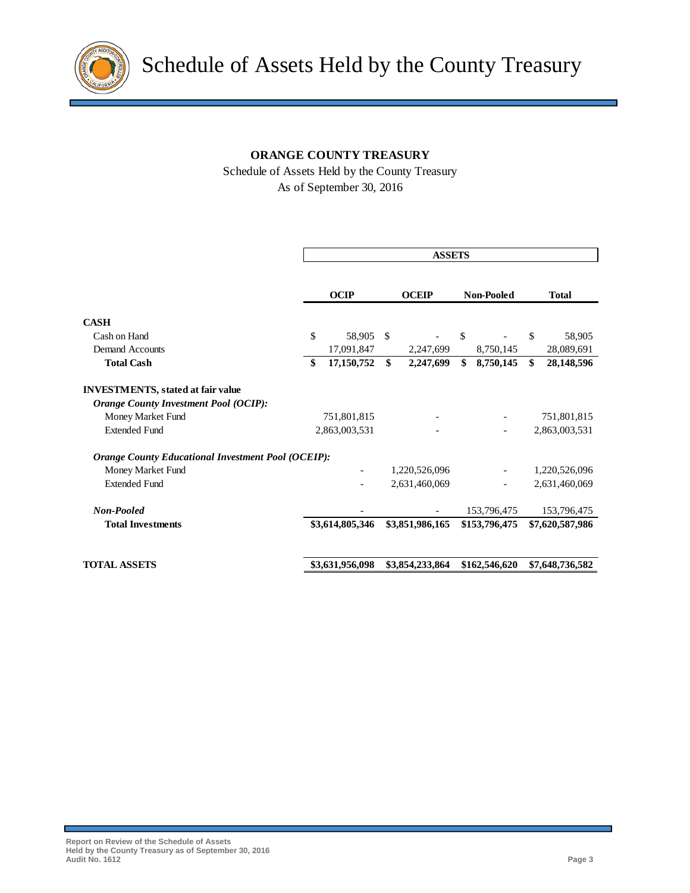# Schedule of Assets Held by the County Treasury

**ORANGE COUNTY TREASURY**

Schedule of Assets Held by the County Treasury

As of September 30, 2016

| | ASSETS | | | |
|---|---|---|---|---|
| | **OCIP** | **OCEIP** | **Non-Pooled** | **Total** |
| **CASH** | | | | |
| Cash on Hand | $ 58,905 | $ - | $ - | $ 58,905 |
| Demand Accounts | 17,091,847 | 2,247,699 | 8,750,145 | 28,089,691 |
| **Total Cash** | **$ 17,150,752** | **$ 2,247,699** | **$ 8,750,145** | **$ 28,148,596** |
| **INVESTMENTS, stated at fair value** | | | | |
| ***Orange County Investment Pool (OCIP):*** | | | | |
| Money Market Fund | 751,801,815 | - | - | 751,801,815 |
| Extended Fund | 2,863,003,531 | - | - | 2,863,003,531 |
| ***Orange County Educational Investment Pool (OCEIP):*** | | | | |
| Money Market Fund | - | 1,220,526,096 | - | 1,220,526,096 |
| Extended Fund | - | 2,631,460,069 | - | 2,631,460,069 |
| ***Non-Pooled*** | - | - | 153,796,475 | 153,796,475 |
| **Total Investments** | **$3,614,805,346** | **$3,851,986,165** | **$153,796,475** | **$7,620,587,986** |
| **TOTAL ASSETS** | **$3,631,956,098** | **$3,854,233,864** | **$162,546,620** | **$7,648,736,582** |